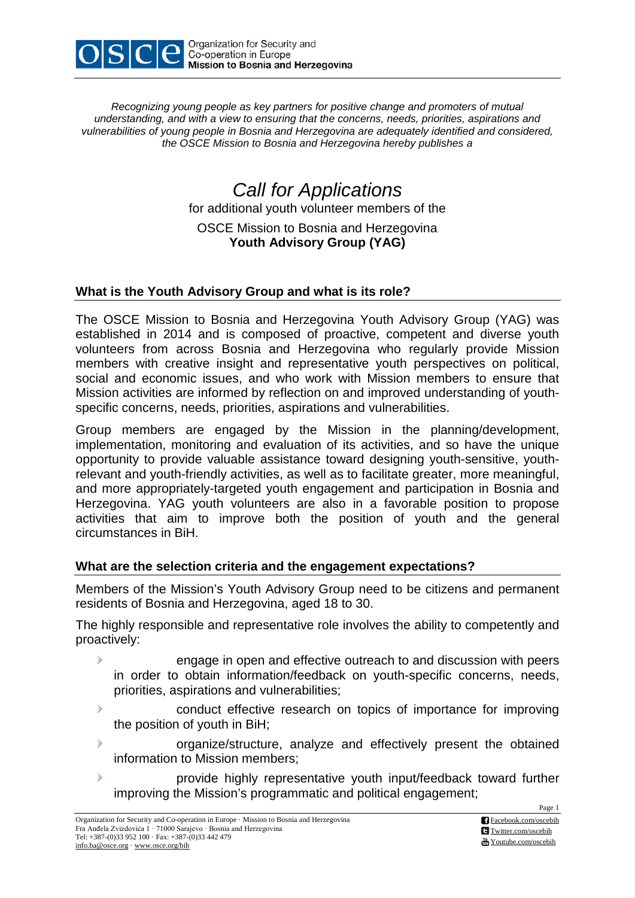*Recognizing young people as key partners for positive change and promoters of mutual understanding, and with a view to ensuring that the concerns, needs, priorities, aspirations and vulnerabilities of young people in Bosnia and Herzegovina are adequately identified and considered, the OSCE Mission to Bosnia and Herzegovina hereby publishes a*

# *Call for Applications*

for additional youth volunteer members of the

OSCE Mission to Bosnia and Herzegovina
**Youth Advisory Group (YAG)**

## What is the Youth Advisory Group and what is its role?

The OSCE Mission to Bosnia and Herzegovina Youth Advisory Group (YAG) was established in 2014 and is composed of proactive, competent and diverse youth volunteers from across Bosnia and Herzegovina who regularly provide Mission members with creative insight and representative youth perspectives on political, social and economic issues, and who work with Mission members to ensure that Mission activities are informed by reflection on and improved understanding of youth-specific concerns, needs, priorities, aspirations and vulnerabilities.

Group members are engaged by the Mission in the planning/development, implementation, monitoring and evaluation of its activities, and so have the unique opportunity to provide valuable assistance toward designing youth-sensitive, youth-relevant and youth-friendly activities, as well as to facilitate greater, more meaningful, and more appropriately-targeted youth engagement and participation in Bosnia and Herzegovina. YAG youth volunteers are also in a favorable position to propose activities that aim to improve both the position of youth and the general circumstances in BiH.

## What are the selection criteria and the engagement expectations?

Members of the Mission's Youth Advisory Group need to be citizens and permanent residents of Bosnia and Herzegovina, aged 18 to 30.

The highly responsible and representative role involves the ability to competently and proactively:

- engage in open and effective outreach to and discussion with peers in order to obtain information/feedback on youth-specific concerns, needs, priorities, aspirations and vulnerabilities;
- conduct effective research on topics of importance for improving the position of youth in BiH;
- organize/structure, analyze and effectively present the obtained information to Mission members;
- provide highly representative youth input/feedback toward further improving the Mission's programmatic and political engagement;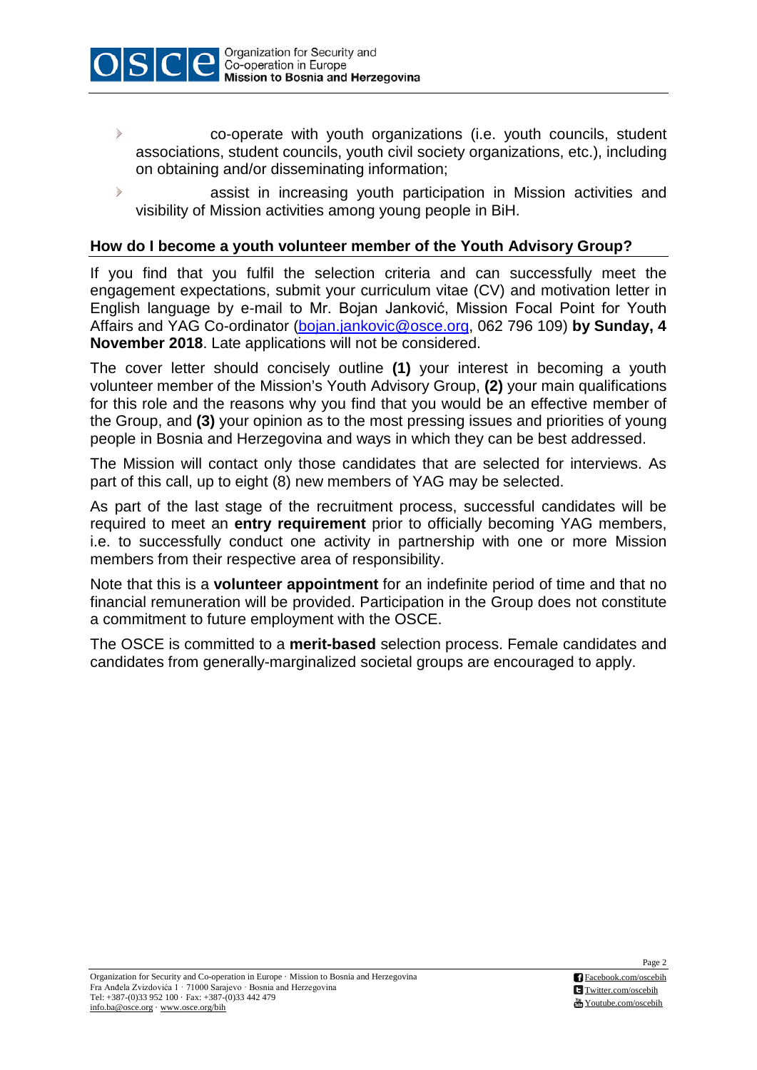- co-operate with youth organizations (i.e. youth councils, student associations, student councils, youth civil society organizations, etc.), including on obtaining and/or disseminating information;
- assist in increasing youth participation in Mission activities and visibility of Mission activities among young people in BiH.

## How do I become a youth volunteer member of the Youth Advisory Group?

If you find that you fulfil the selection criteria and can successfully meet the engagement expectations, submit your curriculum vitae (CV) and motivation letter in English language by e-mail to Mr. Bojan Janković, Mission Focal Point for Youth Affairs and YAG Co-ordinator (bojan.jankovic@osce.org, 062 796 109) **by Sunday, 4 November 2018**. Late applications will not be considered.

The cover letter should concisely outline **(1)** your interest in becoming a youth volunteer member of the Mission's Youth Advisory Group, **(2)** your main qualifications for this role and the reasons why you find that you would be an effective member of the Group, and **(3)** your opinion as to the most pressing issues and priorities of young people in Bosnia and Herzegovina and ways in which they can be best addressed.

The Mission will contact only those candidates that are selected for interviews. As part of this call, up to eight (8) new members of YAG may be selected.

As part of the last stage of the recruitment process, successful candidates will be required to meet an **entry requirement** prior to officially becoming YAG members, i.e. to successfully conduct one activity in partnership with one or more Mission members from their respective area of responsibility.

Note that this is a **volunteer appointment** for an indefinite period of time and that no financial remuneration will be provided. Participation in the Group does not constitute a commitment to future employment with the OSCE.

The OSCE is committed to a **merit-based** selection process. Female candidates and candidates from generally-marginalized societal groups are encouraged to apply.